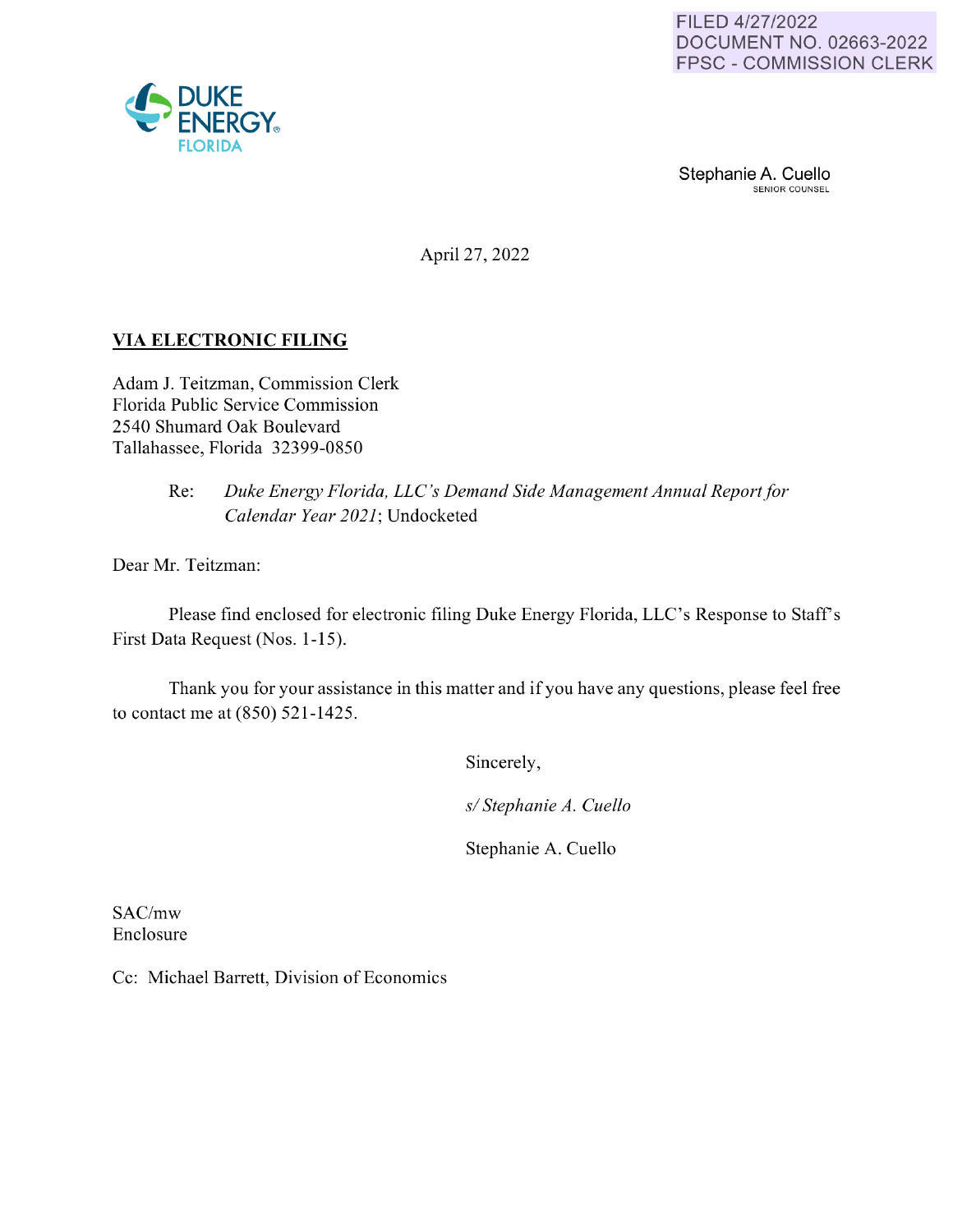FILED 4/27/2022
DOCUMENT NO. 02663-2022
FPSC - COMMISSION CLERK

DUKE ENERGY FLORIDA

Stephanie A. Cuello
SENIOR COUNSEL

April 27, 2022

**VIA ELECTRONIC FILING**

Adam J. Teitzman, Commission Clerk
Florida Public Service Commission
2540 Shumard Oak Boulevard
Tallahassee, Florida 32399-0850

Re: *Duke Energy Florida, LLC's Demand Side Management Annual Report for Calendar Year 2021*; Undocketed

Dear Mr. Teitzman:

Please find enclosed for electronic filing Duke Energy Florida, LLC's Response to Staff's First Data Request (Nos. 1-15).

Thank you for your assistance in this matter and if you have any questions, please feel free to contact me at (850) 521-1425.

Sincerely,

*s/ Stephanie A. Cuello*

Stephanie A. Cuello

SAC/mw
Enclosure

Cc: Michael Barrett, Division of Economics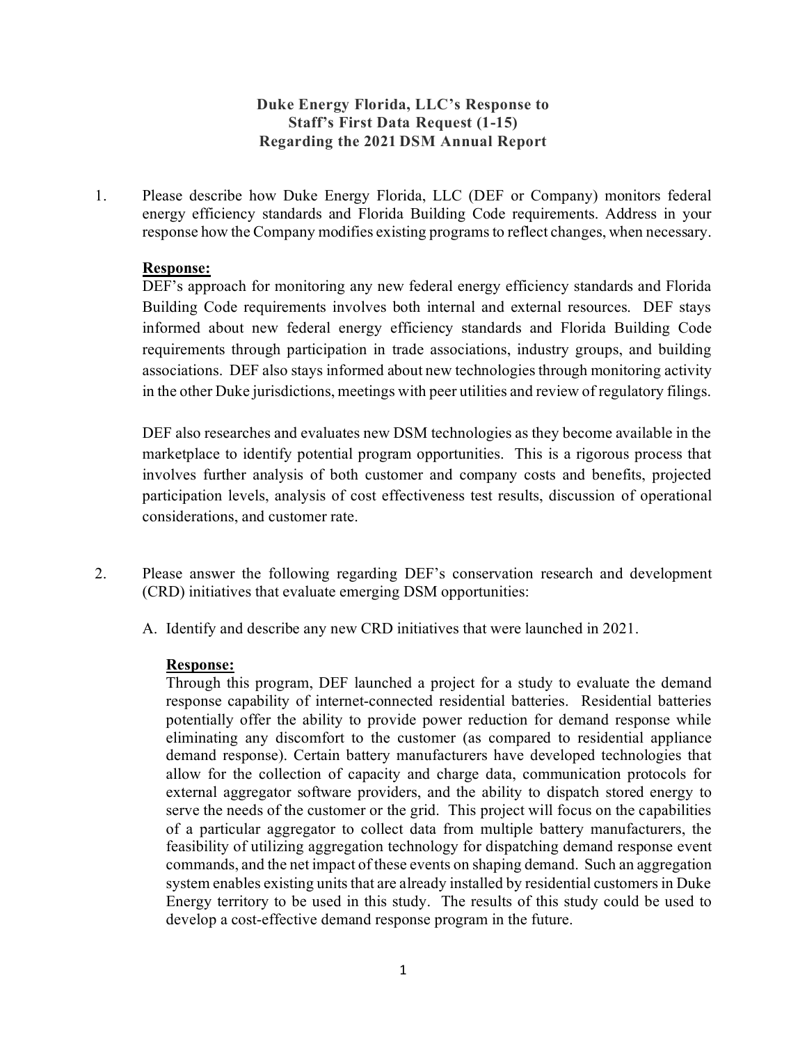**Duke Energy Florida, LLC's Response to Staff's First Data Request (1-15) Regarding the 2021 DSM Annual Report**

1. Please describe how Duke Energy Florida, LLC (DEF or Company) monitors federal energy efficiency standards and Florida Building Code requirements. Address in your response how the Company modifies existing programs to reflect changes, when necessary.

   **Response:**
   DEF's approach for monitoring any new federal energy efficiency standards and Florida Building Code requirements involves both internal and external resources. DEF stays informed about new federal energy efficiency standards and Florida Building Code requirements through participation in trade associations, industry groups, and building associations. DEF also stays informed about new technologies through monitoring activity in the other Duke jurisdictions, meetings with peer utilities and review of regulatory filings.

   DEF also researches and evaluates new DSM technologies as they become available in the marketplace to identify potential program opportunities. This is a rigorous process that involves further analysis of both customer and company costs and benefits, projected participation levels, analysis of cost effectiveness test results, discussion of operational considerations, and customer rate.

2. Please answer the following regarding DEF's conservation research and development (CRD) initiatives that evaluate emerging DSM opportunities:

   A. Identify and describe any new CRD initiatives that were launched in 2021.

   **Response:**
   Through this program, DEF launched a project for a study to evaluate the demand response capability of internet-connected residential batteries. Residential batteries potentially offer the ability to provide power reduction for demand response while eliminating any discomfort to the customer (as compared to residential appliance demand response). Certain battery manufacturers have developed technologies that allow for the collection of capacity and charge data, communication protocols for external aggregator software providers, and the ability to dispatch stored energy to serve the needs of the customer or the grid. This project will focus on the capabilities of a particular aggregator to collect data from multiple battery manufacturers, the feasibility of utilizing aggregation technology for dispatching demand response event commands, and the net impact of these events on shaping demand. Such an aggregation system enables existing units that are already installed by residential customers in Duke Energy territory to be used in this study. The results of this study could be used to develop a cost-effective demand response program in the future.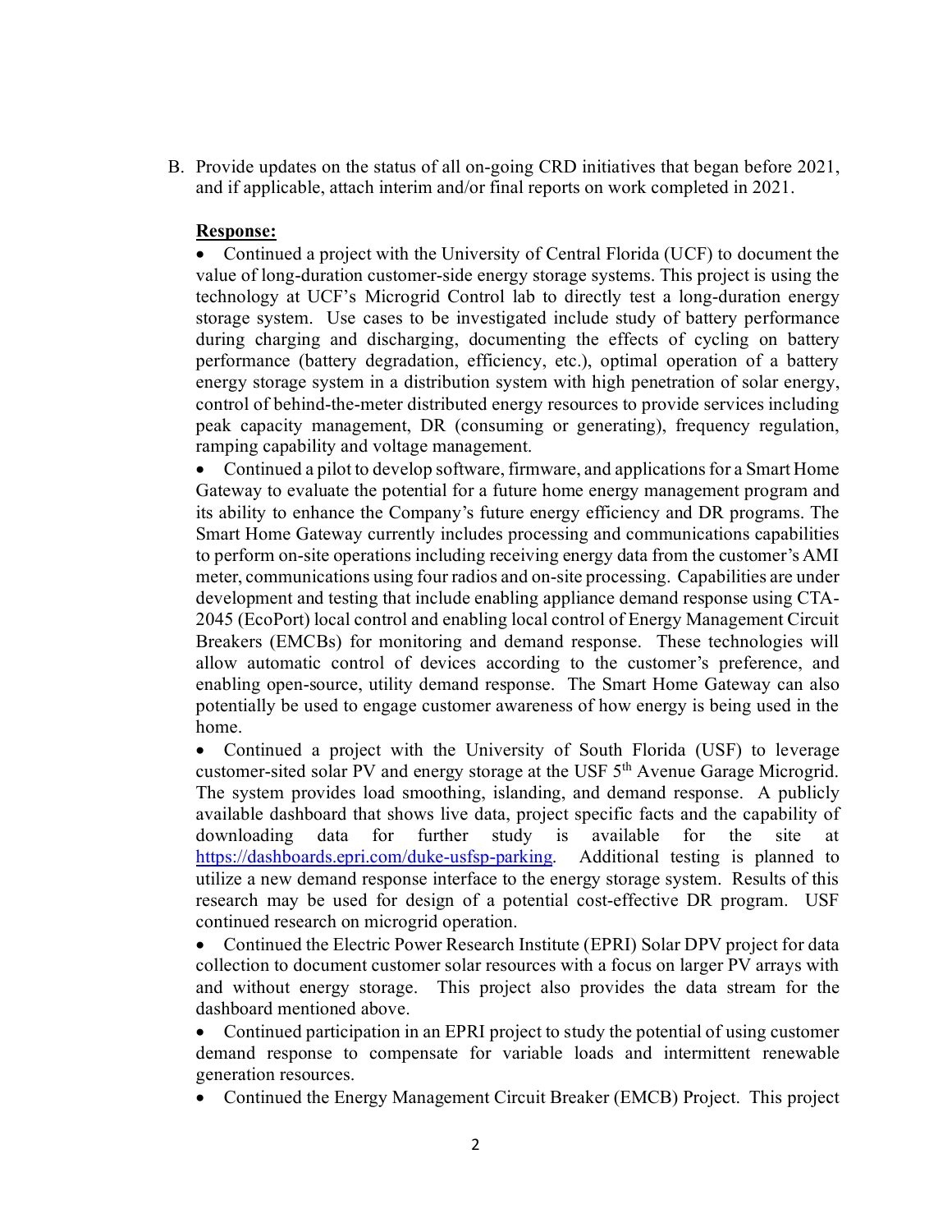B. Provide updates on the status of all on-going CRD initiatives that began before 2021, and if applicable, attach interim and/or final reports on work completed in 2021.

**Response:**

- Continued a project with the University of Central Florida (UCF) to document the value of long-duration customer-side energy storage systems. This project is using the technology at UCF's Microgrid Control lab to directly test a long-duration energy storage system. Use cases to be investigated include study of battery performance during charging and discharging, documenting the effects of cycling on battery performance (battery degradation, efficiency, etc.), optimal operation of a battery energy storage system in a distribution system with high penetration of solar energy, control of behind-the-meter distributed energy resources to provide services including peak capacity management, DR (consuming or generating), frequency regulation, ramping capability and voltage management.
- Continued a pilot to develop software, firmware, and applications for a Smart Home Gateway to evaluate the potential for a future home energy management program and its ability to enhance the Company's future energy efficiency and DR programs. The Smart Home Gateway currently includes processing and communications capabilities to perform on-site operations including receiving energy data from the customer's AMI meter, communications using four radios and on-site processing. Capabilities are under development and testing that include enabling appliance demand response using CTA-2045 (EcoPort) local control and enabling local control of Energy Management Circuit Breakers (EMCBs) for monitoring and demand response. These technologies will allow automatic control of devices according to the customer's preference, and enabling open-source, utility demand response. The Smart Home Gateway can also potentially be used to engage customer awareness of how energy is being used in the home.
- Continued a project with the University of South Florida (USF) to leverage customer-sited solar PV and energy storage at the USF 5th Avenue Garage Microgrid. The system provides load smoothing, islanding, and demand response. A publicly available dashboard that shows live data, project specific facts and the capability of downloading data for further study is available for the site at https://dashboards.epri.com/duke-usfsp-parking. Additional testing is planned to utilize a new demand response interface to the energy storage system. Results of this research may be used for design of a potential cost-effective DR program. USF continued research on microgrid operation.
- Continued the Electric Power Research Institute (EPRI) Solar DPV project for data collection to document customer solar resources with a focus on larger PV arrays with and without energy storage. This project also provides the data stream for the dashboard mentioned above.
- Continued participation in an EPRI project to study the potential of using customer demand response to compensate for variable loads and intermittent renewable generation resources.
- Continued the Energy Management Circuit Breaker (EMCB) Project. This project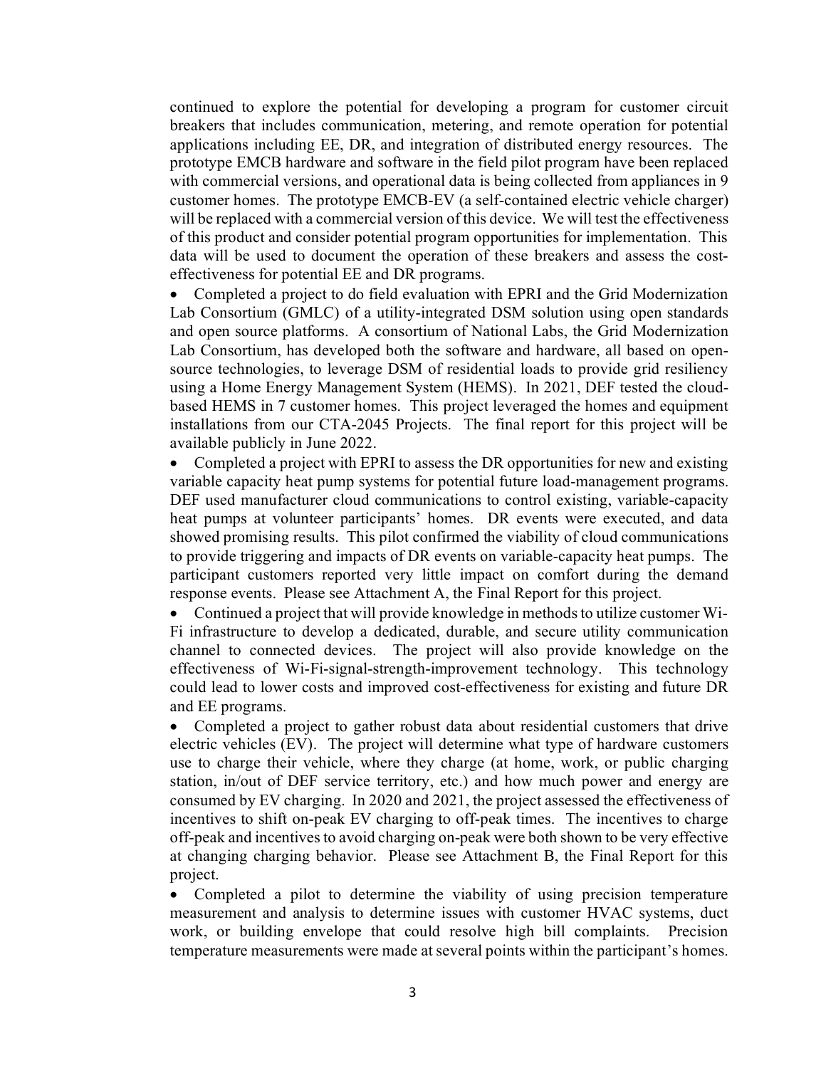continued to explore the potential for developing a program for customer circuit breakers that includes communication, metering, and remote operation for potential applications including EE, DR, and integration of distributed energy resources. The prototype EMCB hardware and software in the field pilot program have been replaced with commercial versions, and operational data is being collected from appliances in 9 customer homes. The prototype EMCB-EV (a self-contained electric vehicle charger) will be replaced with a commercial version of this device. We will test the effectiveness of this product and consider potential program opportunities for implementation. This data will be used to document the operation of these breakers and assess the cost-effectiveness for potential EE and DR programs.

- Completed a project to do field evaluation with EPRI and the Grid Modernization Lab Consortium (GMLC) of a utility-integrated DSM solution using open standards and open source platforms. A consortium of National Labs, the Grid Modernization Lab Consortium, has developed both the software and hardware, all based on open-source technologies, to leverage DSM of residential loads to provide grid resiliency using a Home Energy Management System (HEMS). In 2021, DEF tested the cloud-based HEMS in 7 customer homes. This project leveraged the homes and equipment installations from our CTA-2045 Projects. The final report for this project will be available publicly in June 2022.
- Completed a project with EPRI to assess the DR opportunities for new and existing variable capacity heat pump systems for potential future load-management programs. DEF used manufacturer cloud communications to control existing, variable-capacity heat pumps at volunteer participants' homes. DR events were executed, and data showed promising results. This pilot confirmed the viability of cloud communications to provide triggering and impacts of DR events on variable-capacity heat pumps. The participant customers reported very little impact on comfort during the demand response events. Please see Attachment A, the Final Report for this project.
- Continued a project that will provide knowledge in methods to utilize customer Wi-Fi infrastructure to develop a dedicated, durable, and secure utility communication channel to connected devices. The project will also provide knowledge on the effectiveness of Wi-Fi-signal-strength-improvement technology. This technology could lead to lower costs and improved cost-effectiveness for existing and future DR and EE programs.
- Completed a project to gather robust data about residential customers that drive electric vehicles (EV). The project will determine what type of hardware customers use to charge their vehicle, where they charge (at home, work, or public charging station, in/out of DEF service territory, etc.) and how much power and energy are consumed by EV charging. In 2020 and 2021, the project assessed the effectiveness of incentives to shift on-peak EV charging to off-peak times. The incentives to charge off-peak and incentives to avoid charging on-peak were both shown to be very effective at changing charging behavior. Please see Attachment B, the Final Report for this project.
- Completed a pilot to determine the viability of using precision temperature measurement and analysis to determine issues with customer HVAC systems, duct work, or building envelope that could resolve high bill complaints. Precision temperature measurements were made at several points within the participant's homes.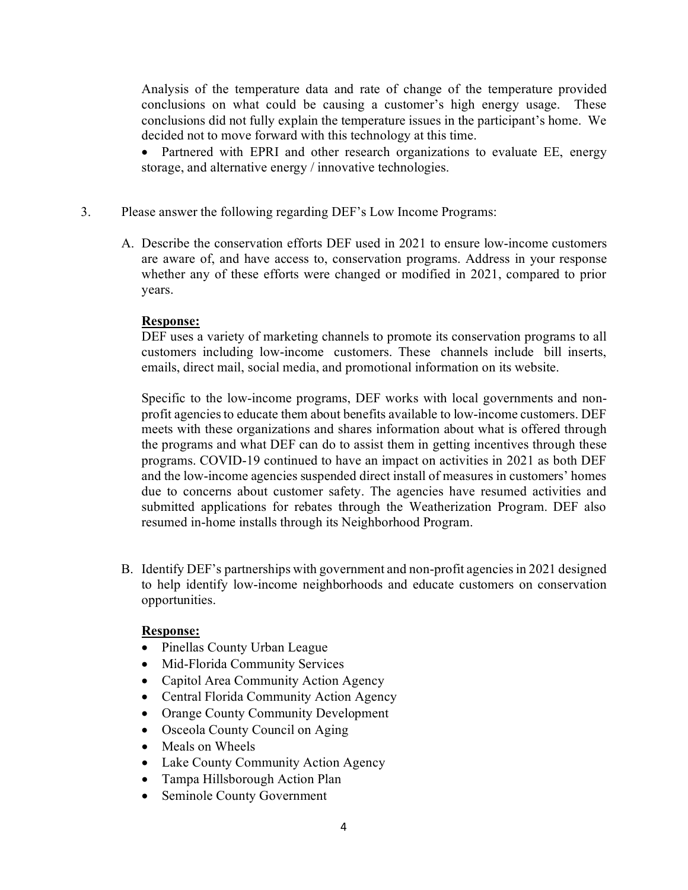Analysis of the temperature data and rate of change of the temperature provided conclusions on what could be causing a customer's high energy usage. These conclusions did not fully explain the temperature issues in the participant's home. We decided not to move forward with this technology at this time.

- Partnered with EPRI and other research organizations to evaluate EE, energy storage, and alternative energy / innovative technologies.

3. Please answer the following regarding DEF's Low Income Programs:

   A. Describe the conservation efforts DEF used in 2021 to ensure low-income customers are aware of, and have access to, conservation programs. Address in your response whether any of these efforts were changed or modified in 2021, compared to prior years.

   **Response:**
   DEF uses a variety of marketing channels to promote its conservation programs to all customers including low-income customers. These channels include bill inserts, emails, direct mail, social media, and promotional information on its website.

   Specific to the low-income programs, DEF works with local governments and non-profit agencies to educate them about benefits available to low-income customers. DEF meets with these organizations and shares information about what is offered through the programs and what DEF can do to assist them in getting incentives through these programs. COVID-19 continued to have an impact on activities in 2021 as both DEF and the low-income agencies suspended direct install of measures in customers' homes due to concerns about customer safety. The agencies have resumed activities and submitted applications for rebates through the Weatherization Program. DEF also resumed in-home installs through its Neighborhood Program.

   B. Identify DEF's partnerships with government and non-profit agencies in 2021 designed to help identify low-income neighborhoods and educate customers on conservation opportunities.

   **Response:**
   - Pinellas County Urban League
   - Mid-Florida Community Services
   - Capitol Area Community Action Agency
   - Central Florida Community Action Agency
   - Orange County Community Development
   - Osceola County Council on Aging
   - Meals on Wheels
   - Lake County Community Action Agency
   - Tampa Hillsborough Action Plan
   - Seminole County Government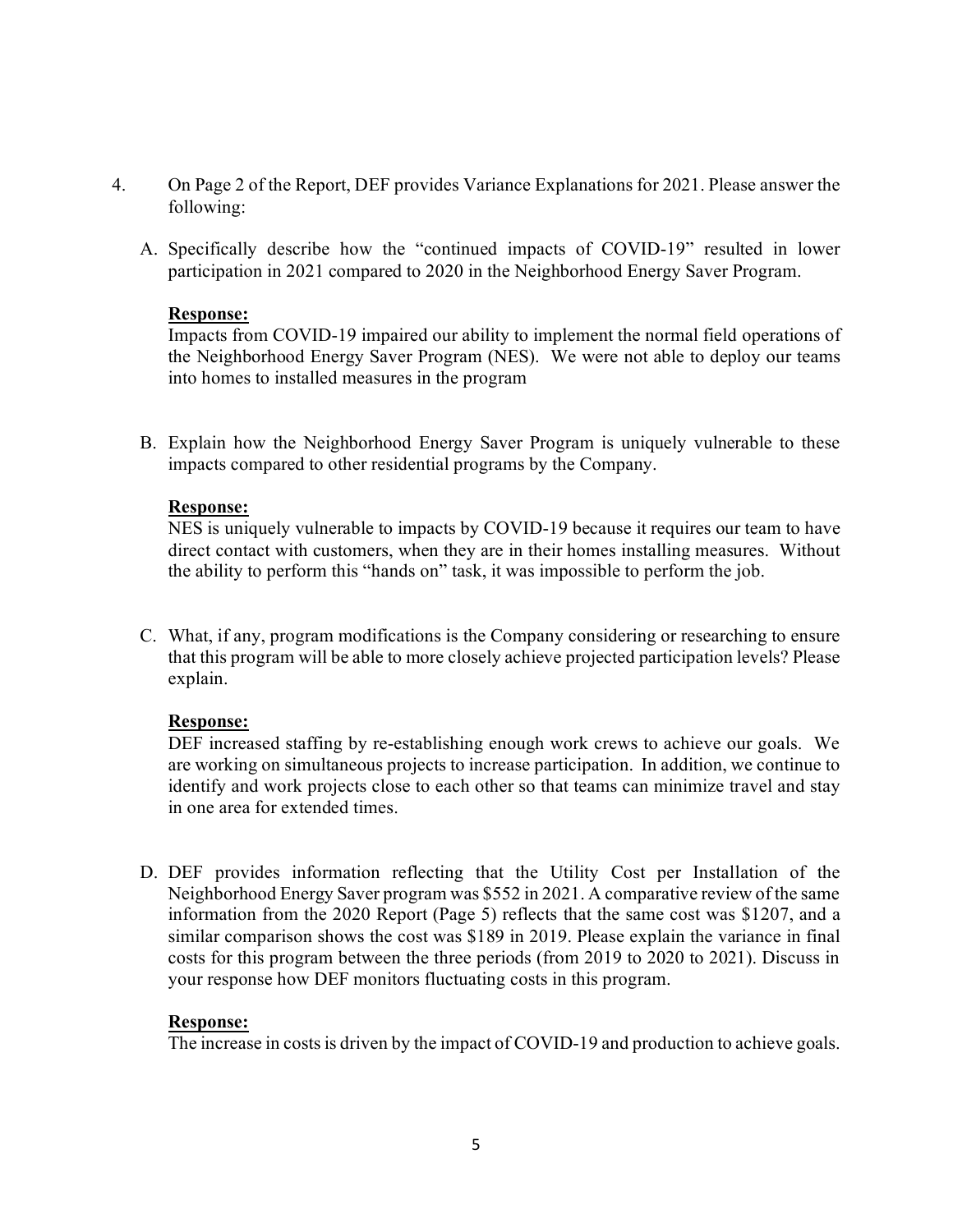4. On Page 2 of the Report, DEF provides Variance Explanations for 2021. Please answer the following:

   A. Specifically describe how the "continued impacts of COVID-19" resulted in lower participation in 2021 compared to 2020 in the Neighborhood Energy Saver Program.

      **Response:**
      Impacts from COVID-19 impaired our ability to implement the normal field operations of the Neighborhood Energy Saver Program (NES). We were not able to deploy our teams into homes to installed measures in the program

   B. Explain how the Neighborhood Energy Saver Program is uniquely vulnerable to these impacts compared to other residential programs by the Company.

      **Response:**
      NES is uniquely vulnerable to impacts by COVID-19 because it requires our team to have direct contact with customers, when they are in their homes installing measures. Without the ability to perform this "hands on" task, it was impossible to perform the job.

   C. What, if any, program modifications is the Company considering or researching to ensure that this program will be able to more closely achieve projected participation levels? Please explain.

      **Response:**
      DEF increased staffing by re-establishing enough work crews to achieve our goals. We are working on simultaneous projects to increase participation. In addition, we continue to identify and work projects close to each other so that teams can minimize travel and stay in one area for extended times.

   D. DEF provides information reflecting that the Utility Cost per Installation of the Neighborhood Energy Saver program was $552 in 2021. A comparative review of the same information from the 2020 Report (Page 5) reflects that the same cost was $1207, and a similar comparison shows the cost was $189 in 2019. Please explain the variance in final costs for this program between the three periods (from 2019 to 2020 to 2021). Discuss in your response how DEF monitors fluctuating costs in this program.

      **Response:**
      The increase in costs is driven by the impact of COVID-19 and production to achieve goals.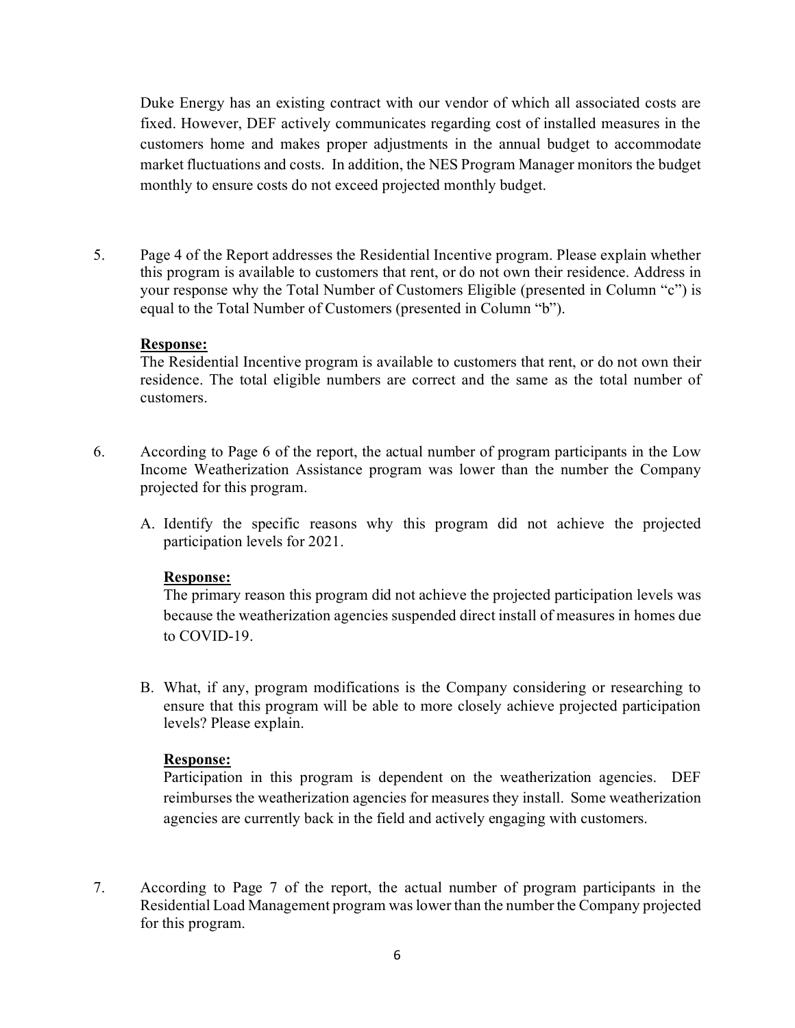Duke Energy has an existing contract with our vendor of which all associated costs are fixed. However, DEF actively communicates regarding cost of installed measures in the customers home and makes proper adjustments in the annual budget to accommodate market fluctuations and costs. In addition, the NES Program Manager monitors the budget monthly to ensure costs do not exceed projected monthly budget.

5. Page 4 of the Report addresses the Residential Incentive program. Please explain whether this program is available to customers that rent, or do not own their residence. Address in your response why the Total Number of Customers Eligible (presented in Column "c") is equal to the Total Number of Customers (presented in Column "b").

   **Response:**
   The Residential Incentive program is available to customers that rent, or do not own their residence. The total eligible numbers are correct and the same as the total number of customers.

6. According to Page 6 of the report, the actual number of program participants in the Low Income Weatherization Assistance program was lower than the number the Company projected for this program.

   A. Identify the specific reasons why this program did not achieve the projected participation levels for 2021.

      **Response:**
      The primary reason this program did not achieve the projected participation levels was because the weatherization agencies suspended direct install of measures in homes due to COVID-19.

   B. What, if any, program modifications is the Company considering or researching to ensure that this program will be able to more closely achieve projected participation levels? Please explain.

      **Response:**
      Participation in this program is dependent on the weatherization agencies. DEF reimburses the weatherization agencies for measures they install. Some weatherization agencies are currently back in the field and actively engaging with customers.

7. According to Page 7 of the report, the actual number of program participants in the Residential Load Management program was lower than the number the Company projected for this program.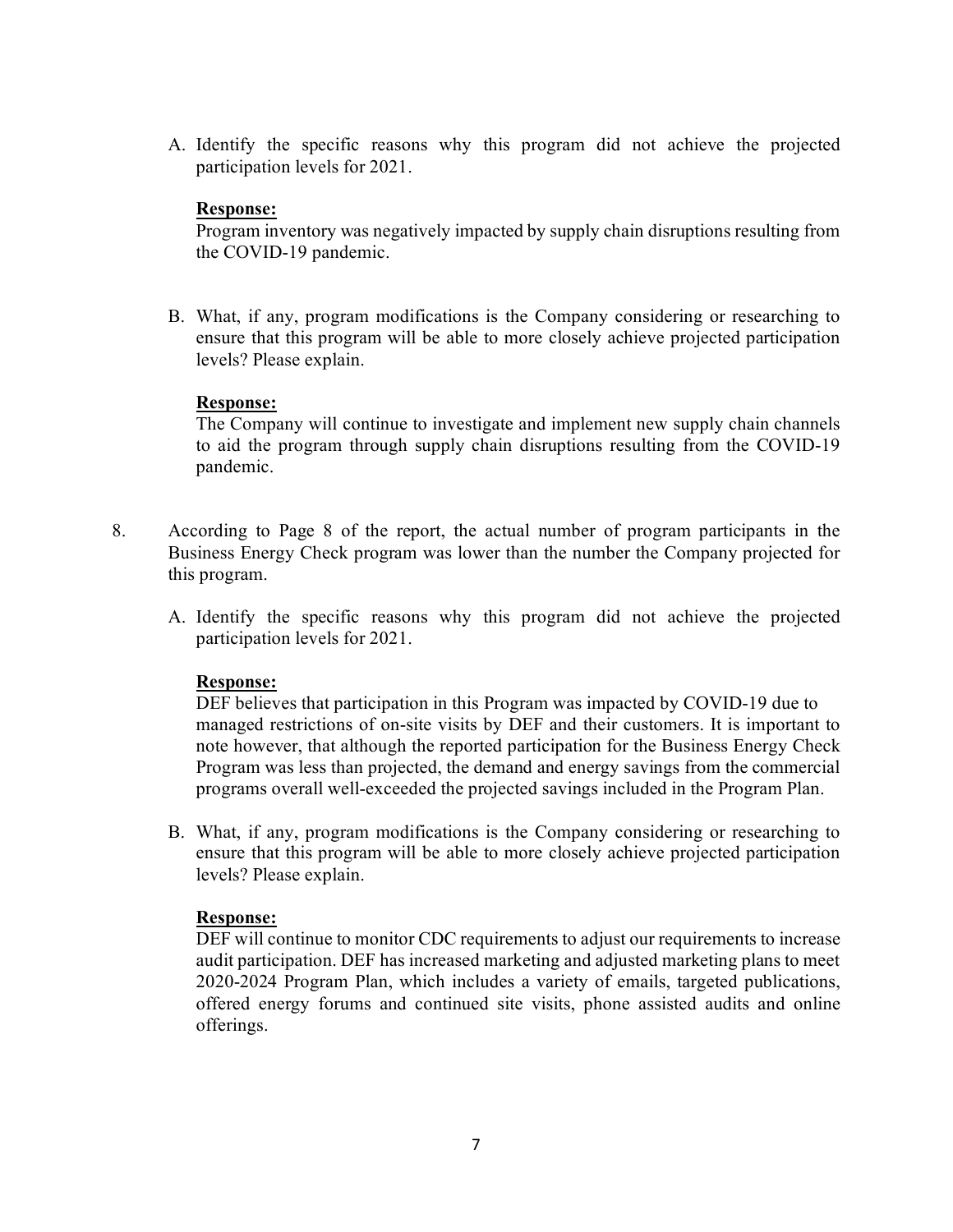A. Identify the specific reasons why this program did not achieve the projected participation levels for 2021.

**Response:**
Program inventory was negatively impacted by supply chain disruptions resulting from the COVID-19 pandemic.

B. What, if any, program modifications is the Company considering or researching to ensure that this program will be able to more closely achieve projected participation levels? Please explain.

**Response:**
The Company will continue to investigate and implement new supply chain channels to aid the program through supply chain disruptions resulting from the COVID-19 pandemic.

8. According to Page 8 of the report, the actual number of program participants in the Business Energy Check program was lower than the number the Company projected for this program.

A. Identify the specific reasons why this program did not achieve the projected participation levels for 2021.

**Response:**
DEF believes that participation in this Program was impacted by COVID-19 due to managed restrictions of on-site visits by DEF and their customers. It is important to note however, that although the reported participation for the Business Energy Check Program was less than projected, the demand and energy savings from the commercial programs overall well-exceeded the projected savings included in the Program Plan.

B. What, if any, program modifications is the Company considering or researching to ensure that this program will be able to more closely achieve projected participation levels? Please explain.

**Response:**
DEF will continue to monitor CDC requirements to adjust our requirements to increase audit participation. DEF has increased marketing and adjusted marketing plans to meet 2020-2024 Program Plan, which includes a variety of emails, targeted publications, offered energy forums and continued site visits, phone assisted audits and online offerings.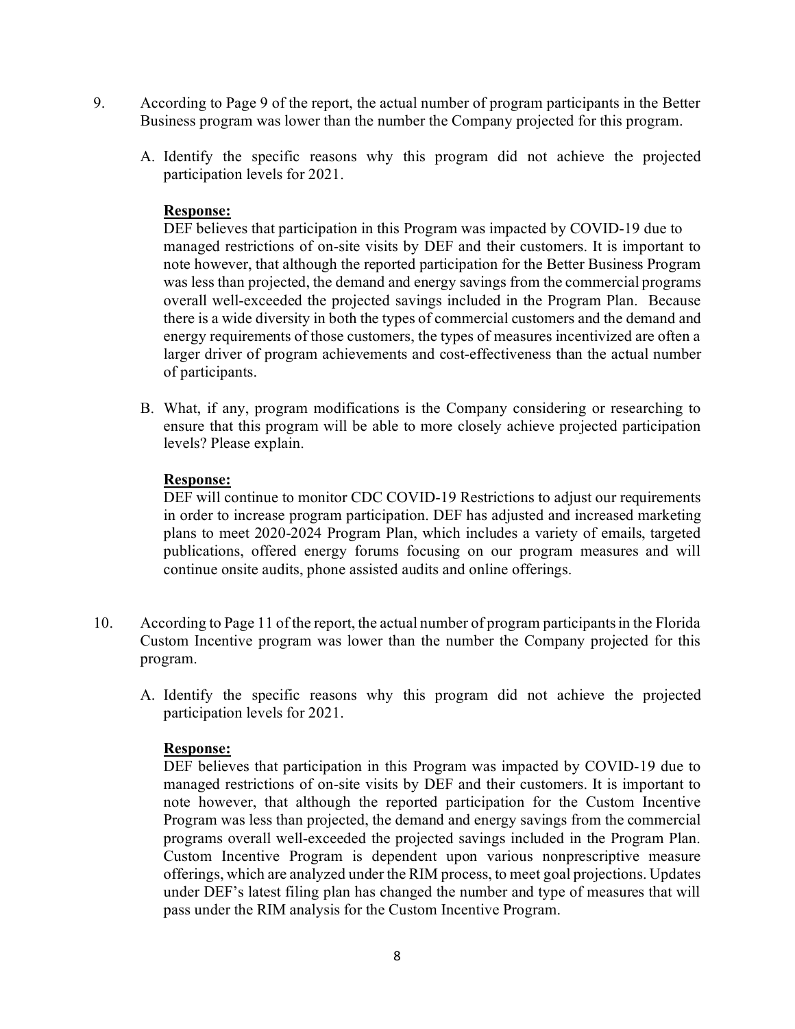9. According to Page 9 of the report, the actual number of program participants in the Better Business program was lower than the number the Company projected for this program.

   A. Identify the specific reasons why this program did not achieve the projected participation levels for 2021.

      **Response:**
      DEF believes that participation in this Program was impacted by COVID-19 due to managed restrictions of on-site visits by DEF and their customers. It is important to note however, that although the reported participation for the Better Business Program was less than projected, the demand and energy savings from the commercial programs overall well-exceeded the projected savings included in the Program Plan. Because there is a wide diversity in both the types of commercial customers and the demand and energy requirements of those customers, the types of measures incentivized are often a larger driver of program achievements and cost-effectiveness than the actual number of participants.

   B. What, if any, program modifications is the Company considering or researching to ensure that this program will be able to more closely achieve projected participation levels? Please explain.

      **Response:**
      DEF will continue to monitor CDC COVID-19 Restrictions to adjust our requirements in order to increase program participation. DEF has adjusted and increased marketing plans to meet 2020-2024 Program Plan, which includes a variety of emails, targeted publications, offered energy forums focusing on our program measures and will continue onsite audits, phone assisted audits and online offerings.

10. According to Page 11 of the report, the actual number of program participants in the Florida Custom Incentive program was lower than the number the Company projected for this program.

    A. Identify the specific reasons why this program did not achieve the projected participation levels for 2021.

       **Response:**
       DEF believes that participation in this Program was impacted by COVID-19 due to managed restrictions of on-site visits by DEF and their customers. It is important to note however, that although the reported participation for the Custom Incentive Program was less than projected, the demand and energy savings from the commercial programs overall well-exceeded the projected savings included in the Program Plan. Custom Incentive Program is dependent upon various nonprescriptive measure offerings, which are analyzed under the RIM process, to meet goal projections. Updates under DEF's latest filing plan has changed the number and type of measures that will pass under the RIM analysis for the Custom Incentive Program.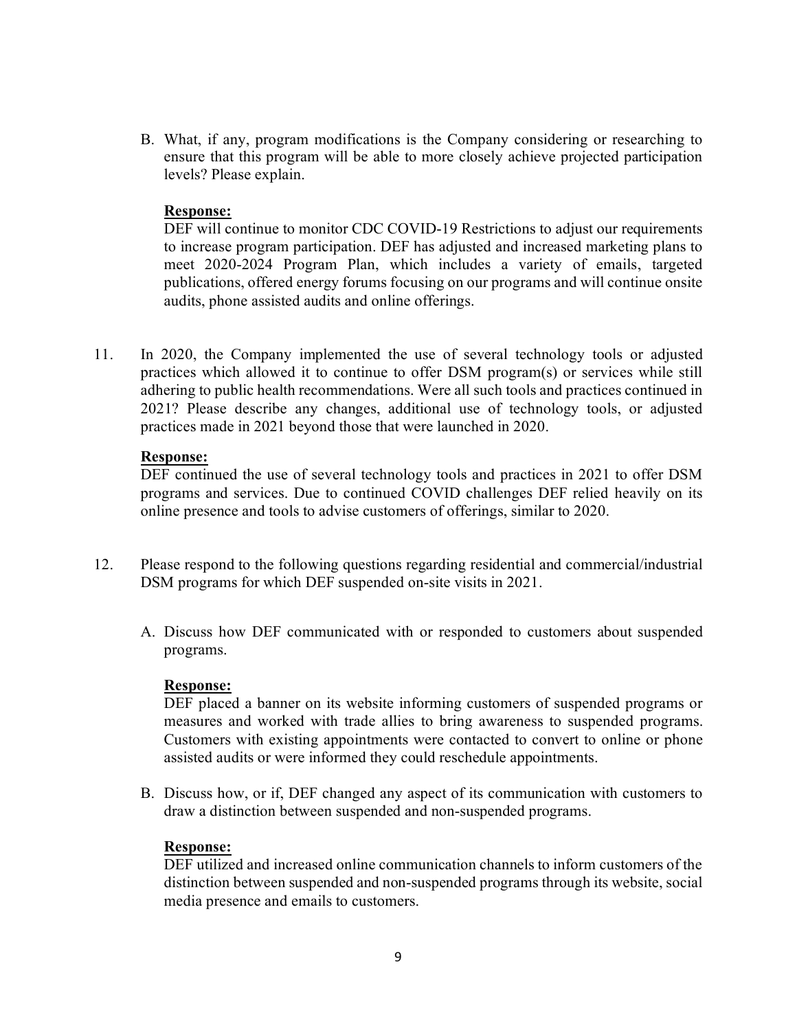B. What, if any, program modifications is the Company considering or researching to ensure that this program will be able to more closely achieve projected participation levels? Please explain.

**Response:**

DEF will continue to monitor CDC COVID-19 Restrictions to adjust our requirements to increase program participation. DEF has adjusted and increased marketing plans to meet 2020-2024 Program Plan, which includes a variety of emails, targeted publications, offered energy forums focusing on our programs and will continue onsite audits, phone assisted audits and online offerings.

11. In 2020, the Company implemented the use of several technology tools or adjusted practices which allowed it to continue to offer DSM program(s) or services while still adhering to public health recommendations. Were all such tools and practices continued in 2021? Please describe any changes, additional use of technology tools, or adjusted practices made in 2021 beyond those that were launched in 2020.

**Response:**

DEF continued the use of several technology tools and practices in 2021 to offer DSM programs and services. Due to continued COVID challenges DEF relied heavily on its online presence and tools to advise customers of offerings, similar to 2020.

12. Please respond to the following questions regarding residential and commercial/industrial DSM programs for which DEF suspended on-site visits in 2021.

A. Discuss how DEF communicated with or responded to customers about suspended programs.

**Response:**

DEF placed a banner on its website informing customers of suspended programs or measures and worked with trade allies to bring awareness to suspended programs. Customers with existing appointments were contacted to convert to online or phone assisted audits or were informed they could reschedule appointments.

B. Discuss how, or if, DEF changed any aspect of its communication with customers to draw a distinction between suspended and non-suspended programs.

**Response:**

DEF utilized and increased online communication channels to inform customers of the distinction between suspended and non-suspended programs through its website, social media presence and emails to customers.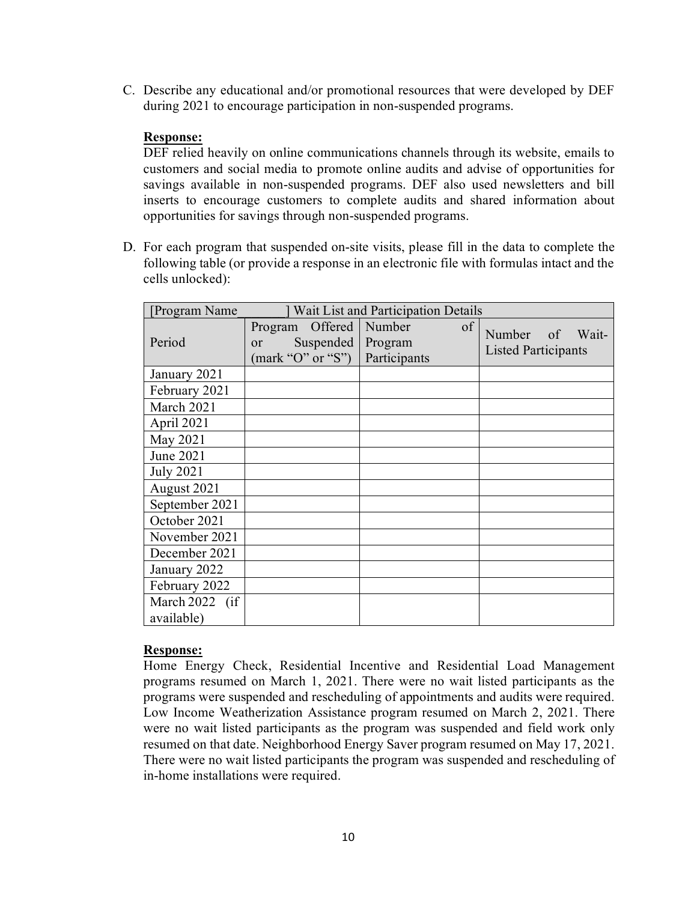C. Describe any educational and/or promotional resources that were developed by DEF during 2021 to encourage participation in non-suspended programs.

**Response:**
DEF relied heavily on online communications channels through its website, emails to customers and social media to promote online audits and advise of opportunities for savings available in non-suspended programs. DEF also used newsletters and bill inserts to encourage customers to complete audits and shared information about opportunities for savings through non-suspended programs.

D. For each program that suspended on-site visits, please fill in the data to complete the following table (or provide a response in an electronic file with formulas intact and the cells unlocked):

| [Program Name_______] Wait List and Participation Details | | | |
|---|---|---|---|
| Period | Program Offered or Suspended (mark "O" or "S") | Number of Program Participants | Number of Wait-Listed Participants |
| January 2021 | | | |
| February 2021 | | | |
| March 2021 | | | |
| April 2021 | | | |
| May 2021 | | | |
| June 2021 | | | |
| July 2021 | | | |
| August 2021 | | | |
| September 2021 | | | |
| October 2021 | | | |
| November 2021 | | | |
| December 2021 | | | |
| January 2022 | | | |
| February 2022 | | | |
| March 2022 (if available) | | | |

**Response:**
Home Energy Check, Residential Incentive and Residential Load Management programs resumed on March 1, 2021. There were no wait listed participants as the programs were suspended and rescheduling of appointments and audits were required. Low Income Weatherization Assistance program resumed on March 2, 2021. There were no wait listed participants as the program was suspended and field work only resumed on that date. Neighborhood Energy Saver program resumed on May 17, 2021. There were no wait listed participants the program was suspended and rescheduling of in-home installations were required.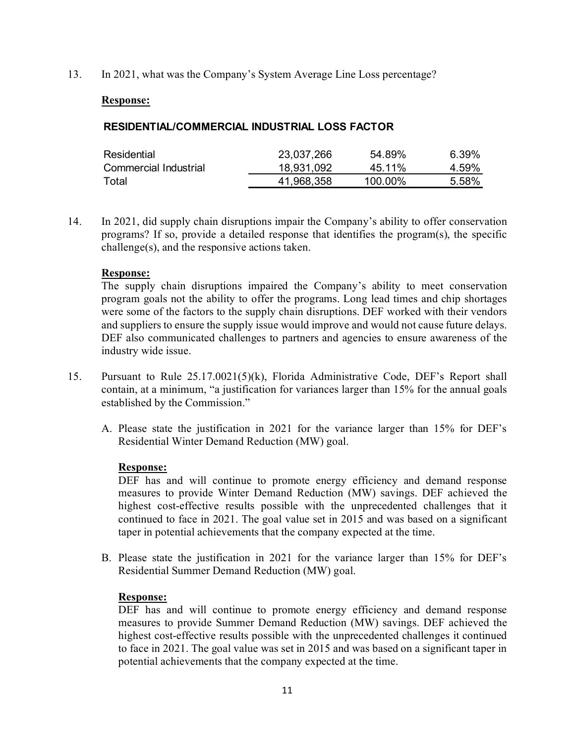13. In 2021, what was the Company's System Average Line Loss percentage?

**Response:**

**RESIDENTIAL/COMMERCIAL INDUSTRIAL LOSS FACTOR**

| | | | |
|---|---|---|---|
| Residential | 23,037,266 | 54.89% | 6.39% |
| Commercial Industrial | 18,931,092 | 45.11% | 4.59% |
| Total | 41,968,358 | 100.00% | 5.58% |

14. In 2021, did supply chain disruptions impair the Company's ability to offer conservation programs? If so, provide a detailed response that identifies the program(s), the specific challenge(s), and the responsive actions taken.

**Response:**
The supply chain disruptions impaired the Company's ability to meet conservation program goals not the ability to offer the programs. Long lead times and chip shortages were some of the factors to the supply chain disruptions. DEF worked with their vendors and suppliers to ensure the supply issue would improve and would not cause future delays. DEF also communicated challenges to partners and agencies to ensure awareness of the industry wide issue.

15. Pursuant to Rule 25.17.0021(5)(k), Florida Administrative Code, DEF's Report shall contain, at a minimum, "a justification for variances larger than 15% for the annual goals established by the Commission."

A. Please state the justification in 2021 for the variance larger than 15% for DEF's Residential Winter Demand Reduction (MW) goal.

**Response:**
DEF has and will continue to promote energy efficiency and demand response measures to provide Winter Demand Reduction (MW) savings. DEF achieved the highest cost-effective results possible with the unprecedented challenges that it continued to face in 2021. The goal value set in 2015 and was based on a significant taper in potential achievements that the company expected at the time.

B. Please state the justification in 2021 for the variance larger than 15% for DEF's Residential Summer Demand Reduction (MW) goal.

**Response:**
DEF has and will continue to promote energy efficiency and demand response measures to provide Summer Demand Reduction (MW) savings. DEF achieved the highest cost-effective results possible with the unprecedented challenges it continued to face in 2021. The goal value was set in 2015 and was based on a significant taper in potential achievements that the company expected at the time.